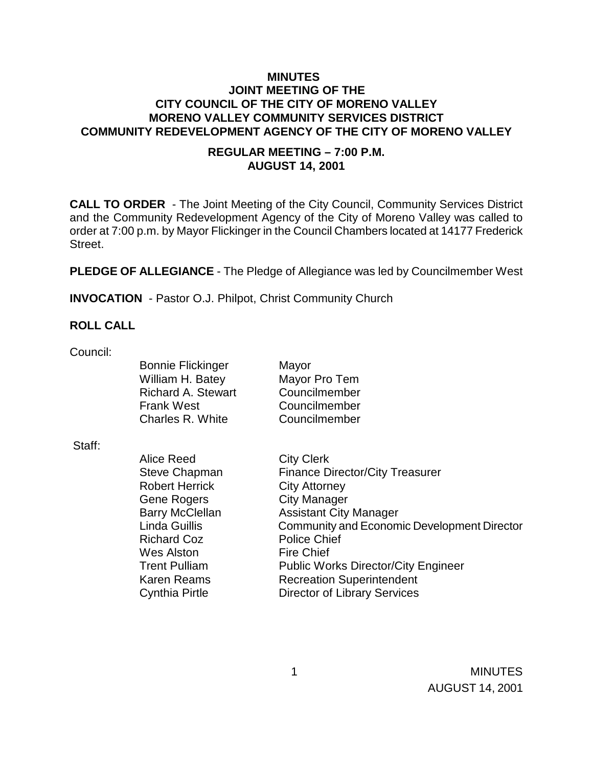# MINUTES
## JOINT MEETING OF THE
## CITY COUNCIL OF THE CITY OF MORENO VALLEY
## MORENO VALLEY COMMUNITY SERVICES DISTRICT
## COMMUNITY REDEVELOPMENT AGENCY OF THE CITY OF MORENO VALLEY

### REGULAR MEETING – 7:00 P.M.
### AUGUST 14, 2001

**CALL TO ORDER** - The Joint Meeting of the City Council, Community Services District and the Community Redevelopment Agency of the City of Moreno Valley was called to order at 7:00 p.m. by Mayor Flickinger in the Council Chambers located at 14177 Frederick Street.

**PLEDGE OF ALLEGIANCE** - The Pledge of Allegiance was led by Councilmember West

**INVOCATION** - Pastor O.J. Philpot, Christ Community Church

**ROLL CALL**

Council:

| | |
|---|---|
| Bonnie Flickinger | Mayor |
| William H. Batey | Mayor Pro Tem |
| Richard A. Stewart | Councilmember |
| Frank West | Councilmember |
| Charles R. White | Councilmember |

Staff:

| | |
|---|---|
| Alice Reed | City Clerk |
| Steve Chapman | Finance Director/City Treasurer |
| Robert Herrick | City Attorney |
| Gene Rogers | City Manager |
| Barry McClellan | Assistant City Manager |
| Linda Guillis | Community and Economic Development Director |
| Richard Coz | Police Chief |
| Wes Alston | Fire Chief |
| Trent Pulliam | Public Works Director/City Engineer |
| Karen Reams | Recreation Superintendent |
| Cynthia Pirtle | Director of Library Services |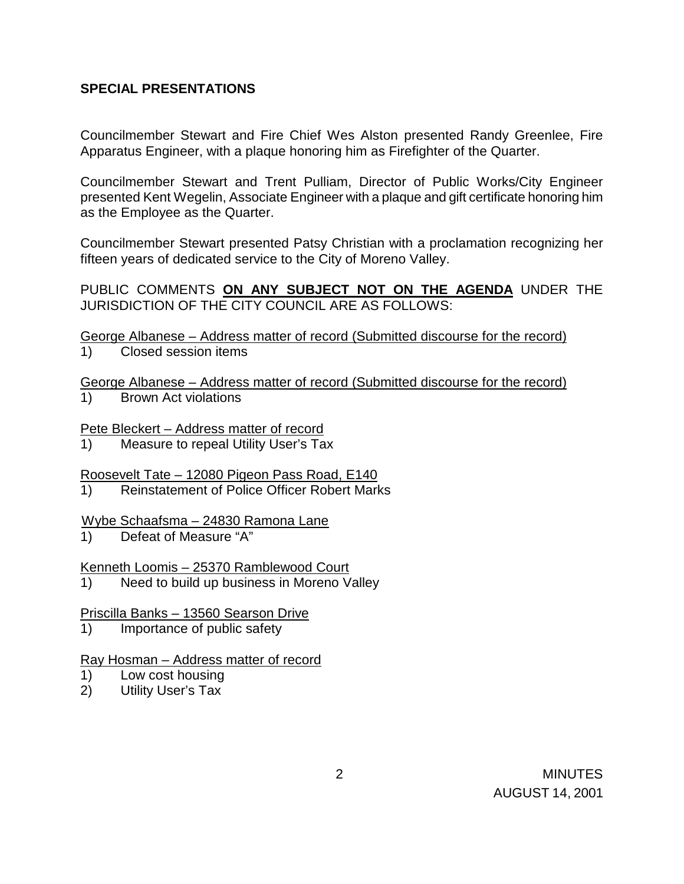## SPECIAL PRESENTATIONS

Councilmember Stewart and Fire Chief Wes Alston presented Randy Greenlee, Fire Apparatus Engineer, with a plaque honoring him as Firefighter of the Quarter.

Councilmember Stewart and Trent Pulliam, Director of Public Works/City Engineer presented Kent Wegelin, Associate Engineer with a plaque and gift certificate honoring him as the Employee as the Quarter.

Councilmember Stewart presented Patsy Christian with a proclamation recognizing her fifteen years of dedicated service to the City of Moreno Valley.

PUBLIC COMMENTS **ON ANY SUBJECT NOT ON THE AGENDA** UNDER THE JURISDICTION OF THE CITY COUNCIL ARE AS FOLLOWS:

George Albanese – Address matter of record (Submitted discourse for the record)
1) Closed session items

George Albanese – Address matter of record (Submitted discourse for the record)
1) Brown Act violations

Pete Bleckert – Address matter of record
1) Measure to repeal Utility User's Tax

Roosevelt Tate – 12080 Pigeon Pass Road, E140
1) Reinstatement of Police Officer Robert Marks

Wybe Schaafsma – 24830 Ramona Lane
1) Defeat of Measure "A"

Kenneth Loomis – 25370 Ramblewood Court
1) Need to build up business in Moreno Valley

Priscilla Banks – 13560 Searson Drive
1) Importance of public safety

Ray Hosman – Address matter of record
1) Low cost housing
2) Utility User's Tax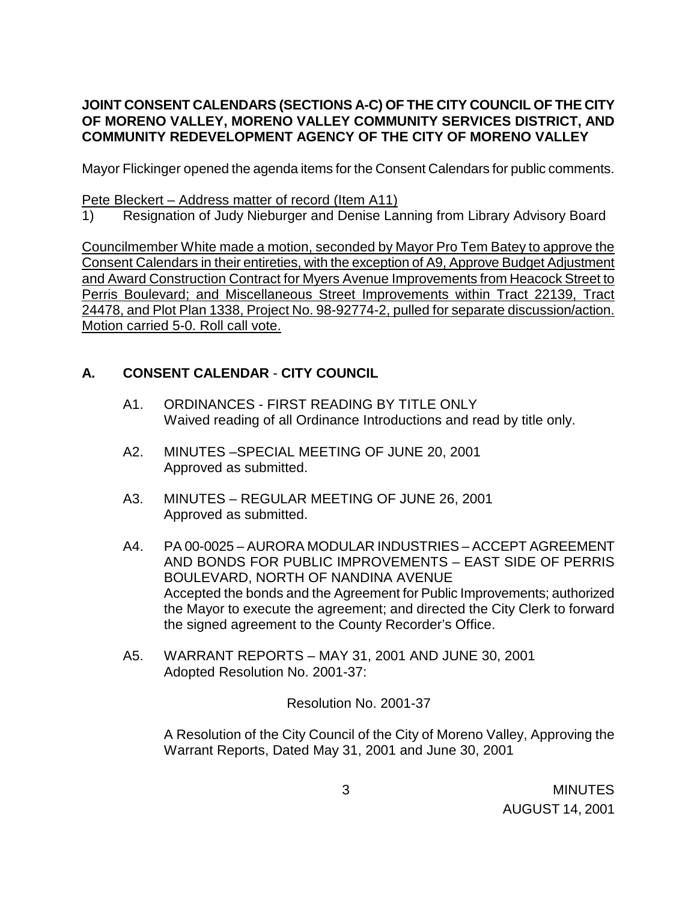**JOINT CONSENT CALENDARS (SECTIONS A-C) OF THE CITY COUNCIL OF THE CITY OF MORENO VALLEY, MORENO VALLEY COMMUNITY SERVICES DISTRICT, AND COMMUNITY REDEVELOPMENT AGENCY OF THE CITY OF MORENO VALLEY**

Mayor Flickinger opened the agenda items for the Consent Calendars for public comments.

<u>Pete Bleckert – Address matter of record (Item A11)</u>

1) Resignation of Judy Nieburger and Denise Lanning from Library Advisory Board

<u>Councilmember White made a motion, seconded by Mayor Pro Tem Batey to approve the Consent Calendars in their entireties, with the exception of A9, Approve Budget Adjustment and Award Construction Contract for Myers Avenue Improvements from Heacock Street to Perris Boulevard; and Miscellaneous Street Improvements within Tract 22139, Tract 24478, and Plot Plan 1338, Project No. 98-92774-2, pulled for separate discussion/action. Motion carried 5-0. Roll call vote.</u>

## A. CONSENT CALENDAR - CITY COUNCIL

A1. ORDINANCES - FIRST READING BY TITLE ONLY
Waived reading of all Ordinance Introductions and read by title only.

A2. MINUTES –SPECIAL MEETING OF JUNE 20, 2001
Approved as submitted.

A3. MINUTES – REGULAR MEETING OF JUNE 26, 2001
Approved as submitted.

A4. PA 00-0025 – AURORA MODULAR INDUSTRIES – ACCEPT AGREEMENT AND BONDS FOR PUBLIC IMPROVEMENTS – EAST SIDE OF PERRIS BOULEVARD, NORTH OF NANDINA AVENUE
Accepted the bonds and the Agreement for Public Improvements; authorized the Mayor to execute the agreement; and directed the City Clerk to forward the signed agreement to the County Recorder's Office.

A5. WARRANT REPORTS – MAY 31, 2001 AND JUNE 30, 2001
Adopted Resolution No. 2001-37:

Resolution No. 2001-37

A Resolution of the City Council of the City of Moreno Valley, Approving the Warrant Reports, Dated May 31, 2001 and June 30, 2001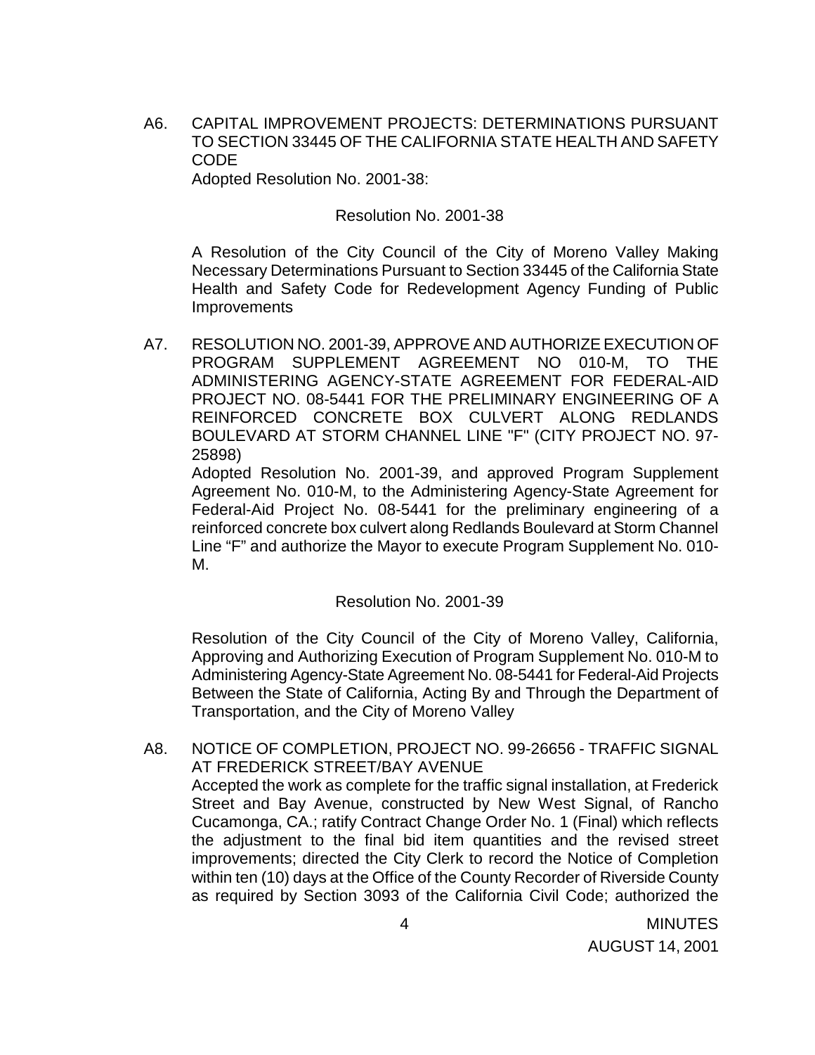A6. CAPITAL IMPROVEMENT PROJECTS: DETERMINATIONS PURSUANT TO SECTION 33445 OF THE CALIFORNIA STATE HEALTH AND SAFETY CODE

Adopted Resolution No. 2001-38:

Resolution No. 2001-38

A Resolution of the City Council of the City of Moreno Valley Making Necessary Determinations Pursuant to Section 33445 of the California State Health and Safety Code for Redevelopment Agency Funding of Public Improvements

A7. RESOLUTION NO. 2001-39, APPROVE AND AUTHORIZE EXECUTION OF PROGRAM SUPPLEMENT AGREEMENT NO 010-M, TO THE ADMINISTERING AGENCY-STATE AGREEMENT FOR FEDERAL-AID PROJECT NO. 08-5441 FOR THE PRELIMINARY ENGINEERING OF A REINFORCED CONCRETE BOX CULVERT ALONG REDLANDS BOULEVARD AT STORM CHANNEL LINE "F" (CITY PROJECT NO. 97-25898)

Adopted Resolution No. 2001-39, and approved Program Supplement Agreement No. 010-M, to the Administering Agency-State Agreement for Federal-Aid Project No. 08-5441 for the preliminary engineering of a reinforced concrete box culvert along Redlands Boulevard at Storm Channel Line "F" and authorize the Mayor to execute Program Supplement No. 010-M.

Resolution No. 2001-39

Resolution of the City Council of the City of Moreno Valley, California, Approving and Authorizing Execution of Program Supplement No. 010-M to Administering Agency-State Agreement No. 08-5441 for Federal-Aid Projects Between the State of California, Acting By and Through the Department of Transportation, and the City of Moreno Valley

A8. NOTICE OF COMPLETION, PROJECT NO. 99-26656 - TRAFFIC SIGNAL AT FREDERICK STREET/BAY AVENUE

Accepted the work as complete for the traffic signal installation, at Frederick Street and Bay Avenue, constructed by New West Signal, of Rancho Cucamonga, CA.; ratify Contract Change Order No. 1 (Final) which reflects the adjustment to the final bid item quantities and the revised street improvements; directed the City Clerk to record the Notice of Completion within ten (10) days at the Office of the County Recorder of Riverside County as required by Section 3093 of the California Civil Code; authorized the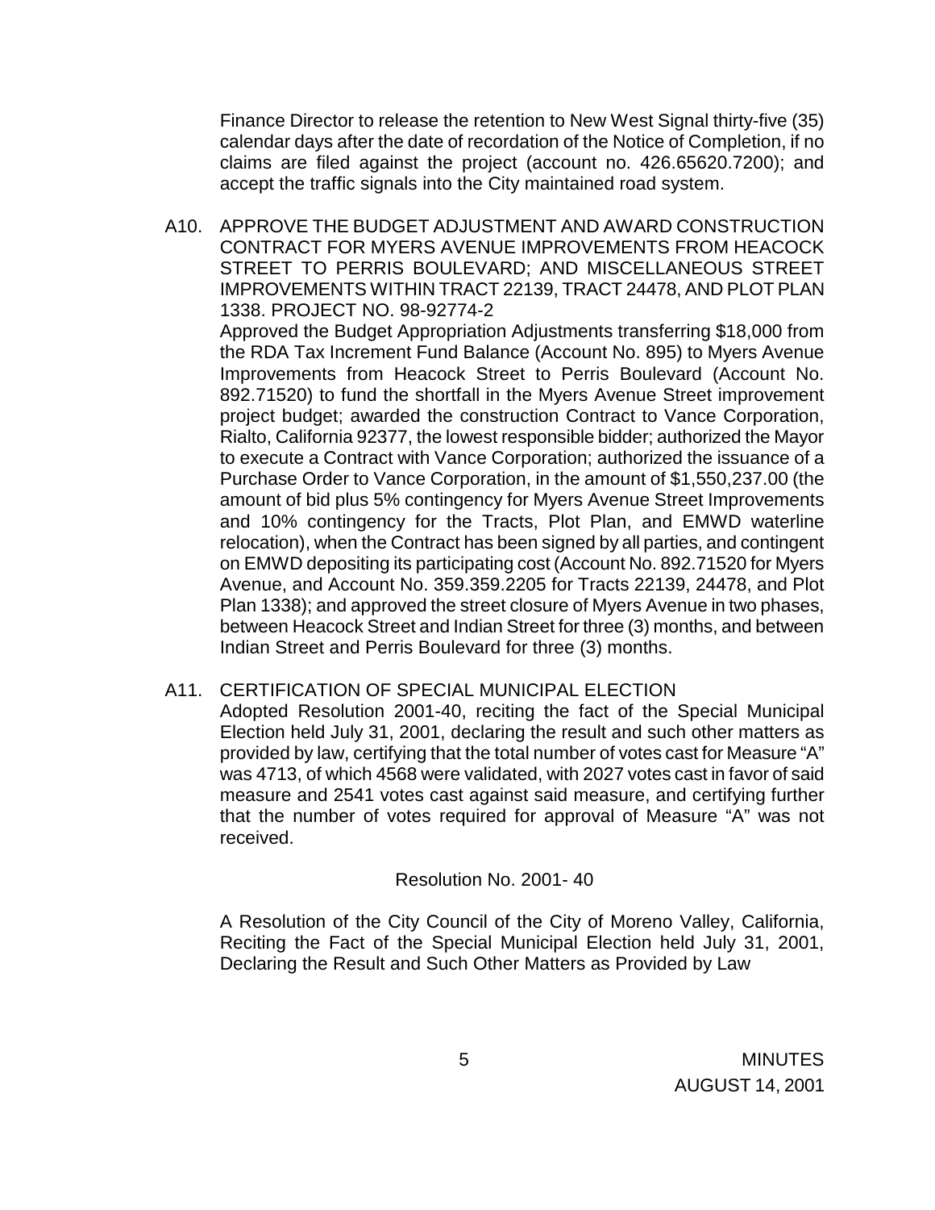Finance Director to release the retention to New West Signal thirty-five (35) calendar days after the date of recordation of the Notice of Completion, if no claims are filed against the project (account no. 426.65620.7200); and accept the traffic signals into the City maintained road system.

A10. APPROVE THE BUDGET ADJUSTMENT AND AWARD CONSTRUCTION CONTRACT FOR MYERS AVENUE IMPROVEMENTS FROM HEACOCK STREET TO PERRIS BOULEVARD; AND MISCELLANEOUS STREET IMPROVEMENTS WITHIN TRACT 22139, TRACT 24478, AND PLOT PLAN 1338. PROJECT NO. 98-92774-2

Approved the Budget Appropriation Adjustments transferring $18,000 from the RDA Tax Increment Fund Balance (Account No. 895) to Myers Avenue Improvements from Heacock Street to Perris Boulevard (Account No. 892.71520) to fund the shortfall in the Myers Avenue Street improvement project budget; awarded the construction Contract to Vance Corporation, Rialto, California 92377, the lowest responsible bidder; authorized the Mayor to execute a Contract with Vance Corporation; authorized the issuance of a Purchase Order to Vance Corporation, in the amount of $1,550,237.00 (the amount of bid plus 5% contingency for Myers Avenue Street Improvements and 10% contingency for the Tracts, Plot Plan, and EMWD waterline relocation), when the Contract has been signed by all parties, and contingent on EMWD depositing its participating cost (Account No. 892.71520 for Myers Avenue, and Account No. 359.359.2205 for Tracts 22139, 24478, and Plot Plan 1338); and approved the street closure of Myers Avenue in two phases, between Heacock Street and Indian Street for three (3) months, and between Indian Street and Perris Boulevard for three (3) months.

A11. CERTIFICATION OF SPECIAL MUNICIPAL ELECTION

Adopted Resolution 2001-40, reciting the fact of the Special Municipal Election held July 31, 2001, declaring the result and such other matters as provided by law, certifying that the total number of votes cast for Measure "A" was 4713, of which 4568 were validated, with 2027 votes cast in favor of said measure and 2541 votes cast against said measure, and certifying further that the number of votes required for approval of Measure "A" was not received.

Resolution No. 2001- 40

A Resolution of the City Council of the City of Moreno Valley, California, Reciting the Fact of the Special Municipal Election held July 31, 2001, Declaring the Result and Such Other Matters as Provided by Law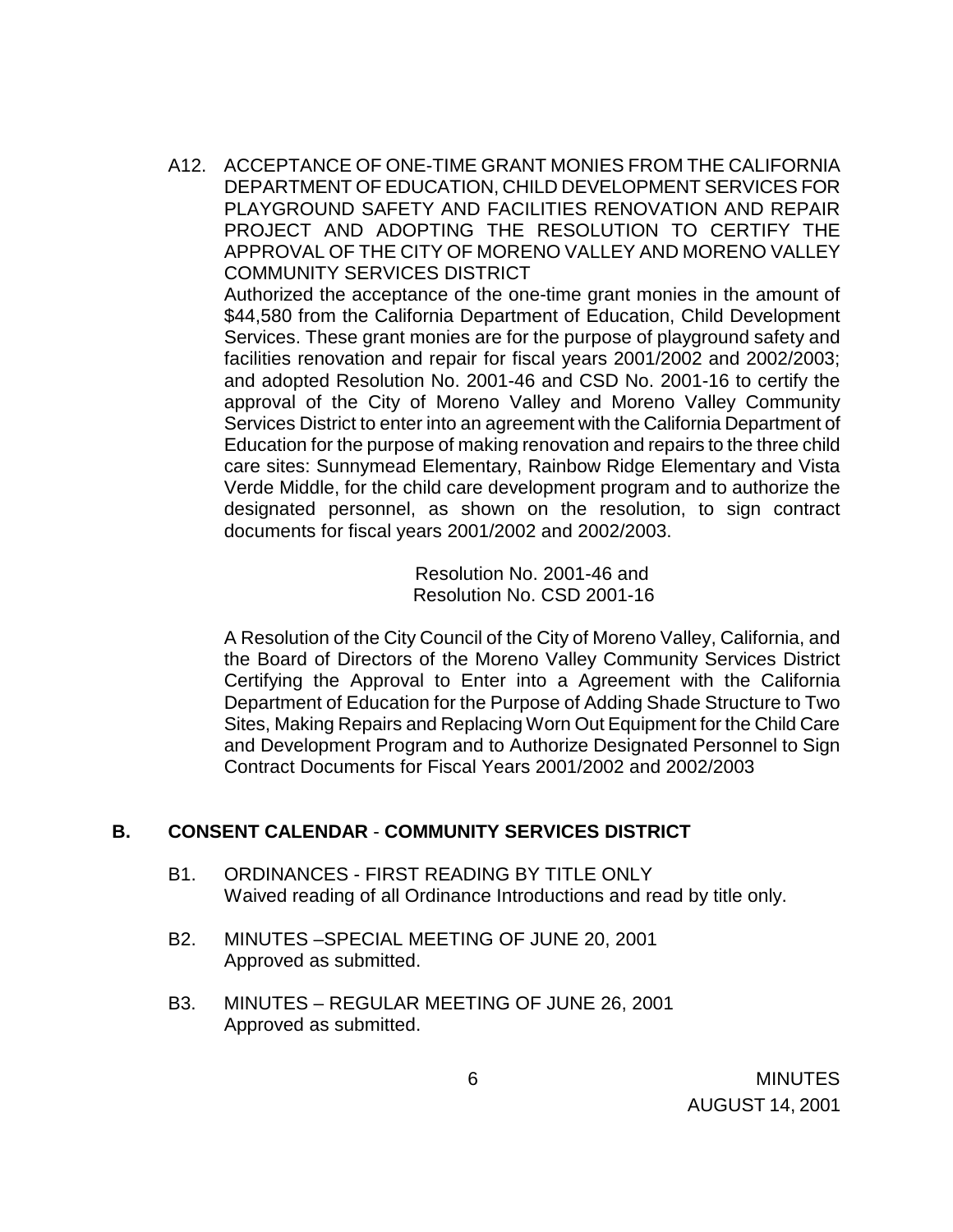A12. ACCEPTANCE OF ONE-TIME GRANT MONIES FROM THE CALIFORNIA DEPARTMENT OF EDUCATION, CHILD DEVELOPMENT SERVICES FOR PLAYGROUND SAFETY AND FACILITIES RENOVATION AND REPAIR PROJECT AND ADOPTING THE RESOLUTION TO CERTIFY THE APPROVAL OF THE CITY OF MORENO VALLEY AND MORENO VALLEY COMMUNITY SERVICES DISTRICT

Authorized the acceptance of the one-time grant monies in the amount of $44,580 from the California Department of Education, Child Development Services. These grant monies are for the purpose of playground safety and facilities renovation and repair for fiscal years 2001/2002 and 2002/2003; and adopted Resolution No. 2001-46 and CSD No. 2001-16 to certify the approval of the City of Moreno Valley and Moreno Valley Community Services District to enter into an agreement with the California Department of Education for the purpose of making renovation and repairs to the three child care sites: Sunnymead Elementary, Rainbow Ridge Elementary and Vista Verde Middle, for the child care development program and to authorize the designated personnel, as shown on the resolution, to sign contract documents for fiscal years 2001/2002 and 2002/2003.

Resolution No. 2001-46 and
Resolution No. CSD 2001-16

A Resolution of the City Council of the City of Moreno Valley, California, and the Board of Directors of the Moreno Valley Community Services District Certifying the Approval to Enter into a Agreement with the California Department of Education for the Purpose of Adding Shade Structure to Two Sites, Making Repairs and Replacing Worn Out Equipment for the Child Care and Development Program and to Authorize Designated Personnel to Sign Contract Documents for Fiscal Years 2001/2002 and 2002/2003

## B. CONSENT CALENDAR - COMMUNITY SERVICES DISTRICT

B1. ORDINANCES - FIRST READING BY TITLE ONLY
Waived reading of all Ordinance Introductions and read by title only.

B2. MINUTES –SPECIAL MEETING OF JUNE 20, 2001
Approved as submitted.

B3. MINUTES – REGULAR MEETING OF JUNE 26, 2001
Approved as submitted.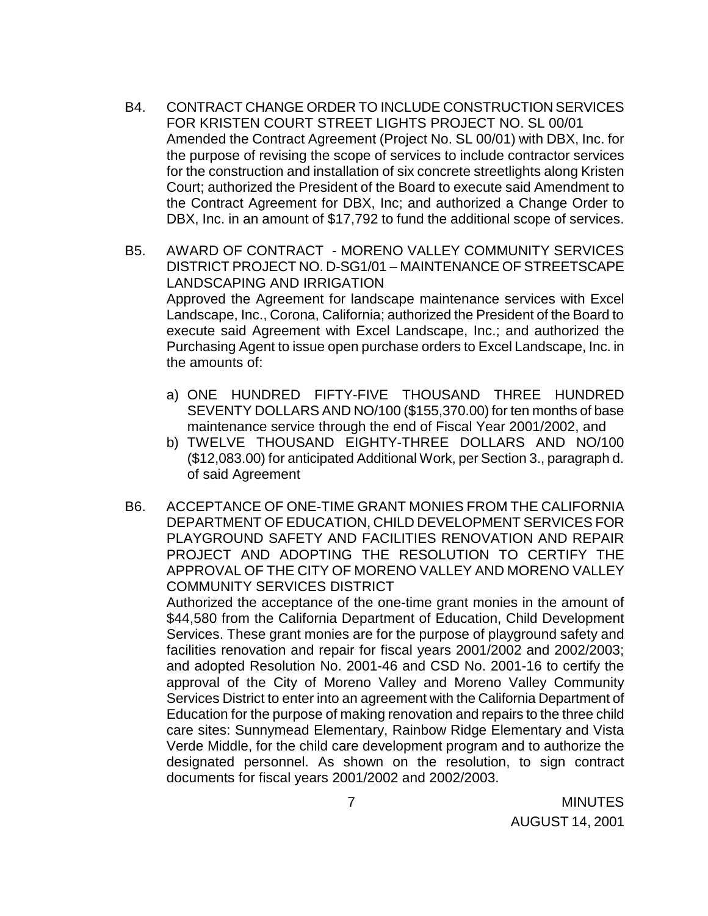B4. CONTRACT CHANGE ORDER TO INCLUDE CONSTRUCTION SERVICES FOR KRISTEN COURT STREET LIGHTS PROJECT NO. SL 00/01

Amended the Contract Agreement (Project No. SL 00/01) with DBX, Inc. for the purpose of revising the scope of services to include contractor services for the construction and installation of six concrete streetlights along Kristen Court; authorized the President of the Board to execute said Amendment to the Contract Agreement for DBX, Inc; and authorized a Change Order to DBX, Inc. in an amount of $17,792 to fund the additional scope of services.

B5. AWARD OF CONTRACT - MORENO VALLEY COMMUNITY SERVICES DISTRICT PROJECT NO. D-SG1/01 – MAINTENANCE OF STREETSCAPE LANDSCAPING AND IRRIGATION

Approved the Agreement for landscape maintenance services with Excel Landscape, Inc., Corona, California; authorized the President of the Board to execute said Agreement with Excel Landscape, Inc.; and authorized the Purchasing Agent to issue open purchase orders to Excel Landscape, Inc. in the amounts of:

a) ONE HUNDRED FIFTY-FIVE THOUSAND THREE HUNDRED SEVENTY DOLLARS AND NO/100 ($155,370.00) for ten months of base maintenance service through the end of Fiscal Year 2001/2002, and
b) TWELVE THOUSAND EIGHTY-THREE DOLLARS AND NO/100 ($12,083.00) for anticipated Additional Work, per Section 3., paragraph d. of said Agreement

B6. ACCEPTANCE OF ONE-TIME GRANT MONIES FROM THE CALIFORNIA DEPARTMENT OF EDUCATION, CHILD DEVELOPMENT SERVICES FOR PLAYGROUND SAFETY AND FACILITIES RENOVATION AND REPAIR PROJECT AND ADOPTING THE RESOLUTION TO CERTIFY THE APPROVAL OF THE CITY OF MORENO VALLEY AND MORENO VALLEY COMMUNITY SERVICES DISTRICT

Authorized the acceptance of the one-time grant monies in the amount of $44,580 from the California Department of Education, Child Development Services. These grant monies are for the purpose of playground safety and facilities renovation and repair for fiscal years 2001/2002 and 2002/2003; and adopted Resolution No. 2001-46 and CSD No. 2001-16 to certify the approval of the City of Moreno Valley and Moreno Valley Community Services District to enter into an agreement with the California Department of Education for the purpose of making renovation and repairs to the three child care sites: Sunnymead Elementary, Rainbow Ridge Elementary and Vista Verde Middle, for the child care development program and to authorize the designated personnel. As shown on the resolution, to sign contract documents for fiscal years 2001/2002 and 2002/2003.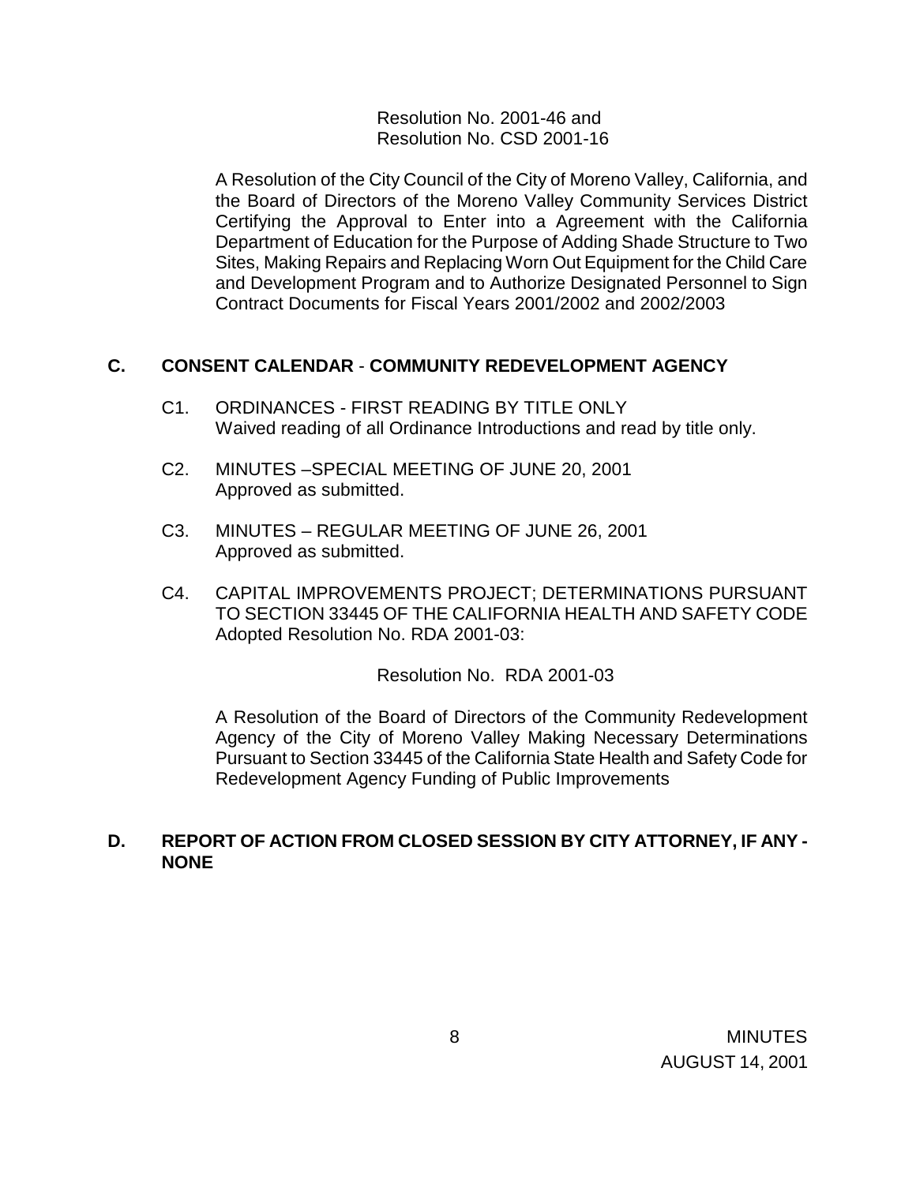Resolution No. 2001-46 and
Resolution No. CSD 2001-16

A Resolution of the City Council of the City of Moreno Valley, California, and the Board of Directors of the Moreno Valley Community Services District Certifying the Approval to Enter into a Agreement with the California Department of Education for the Purpose of Adding Shade Structure to Two Sites, Making Repairs and Replacing Worn Out Equipment for the Child Care and Development Program and to Authorize Designated Personnel to Sign Contract Documents for Fiscal Years 2001/2002 and 2002/2003

## C. CONSENT CALENDAR - COMMUNITY REDEVELOPMENT AGENCY

C1. ORDINANCES - FIRST READING BY TITLE ONLY
Waived reading of all Ordinance Introductions and read by title only.

C2. MINUTES –SPECIAL MEETING OF JUNE 20, 2001
Approved as submitted.

C3. MINUTES – REGULAR MEETING OF JUNE 26, 2001
Approved as submitted.

C4. CAPITAL IMPROVEMENTS PROJECT; DETERMINATIONS PURSUANT TO SECTION 33445 OF THE CALIFORNIA HEALTH AND SAFETY CODE
Adopted Resolution No. RDA 2001-03:

Resolution No. RDA 2001-03

A Resolution of the Board of Directors of the Community Redevelopment Agency of the City of Moreno Valley Making Necessary Determinations Pursuant to Section 33445 of the California State Health and Safety Code for Redevelopment Agency Funding of Public Improvements

## D. REPORT OF ACTION FROM CLOSED SESSION BY CITY ATTORNEY, IF ANY - NONE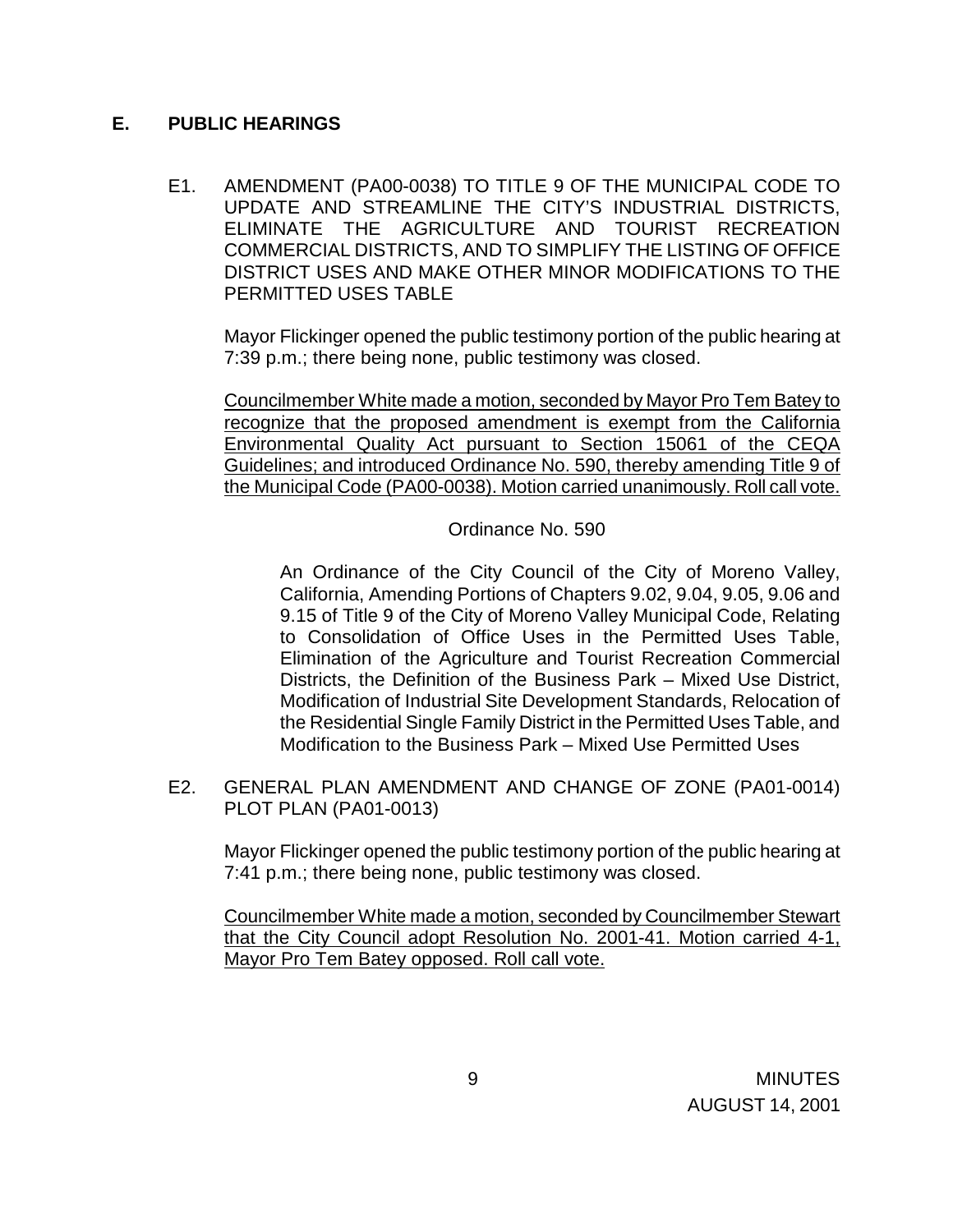## E. PUBLIC HEARINGS

E1. AMENDMENT (PA00-0038) TO TITLE 9 OF THE MUNICIPAL CODE TO UPDATE AND STREAMLINE THE CITY'S INDUSTRIAL DISTRICTS, ELIMINATE THE AGRICULTURE AND TOURIST RECREATION COMMERCIAL DISTRICTS, AND TO SIMPLIFY THE LISTING OF OFFICE DISTRICT USES AND MAKE OTHER MINOR MODIFICATIONS TO THE PERMITTED USES TABLE

Mayor Flickinger opened the public testimony portion of the public hearing at 7:39 p.m.; there being none, public testimony was closed.

Councilmember White made a motion, seconded by Mayor Pro Tem Batey to recognize that the proposed amendment is exempt from the California Environmental Quality Act pursuant to Section 15061 of the CEQA Guidelines; and introduced Ordinance No. 590, thereby amending Title 9 of the Municipal Code (PA00-0038). Motion carried unanimously. Roll call vote.

Ordinance No. 590

An Ordinance of the City Council of the City of Moreno Valley, California, Amending Portions of Chapters 9.02, 9.04, 9.05, 9.06 and 9.15 of Title 9 of the City of Moreno Valley Municipal Code, Relating to Consolidation of Office Uses in the Permitted Uses Table, Elimination of the Agriculture and Tourist Recreation Commercial Districts, the Definition of the Business Park – Mixed Use District, Modification of Industrial Site Development Standards, Relocation of the Residential Single Family District in the Permitted Uses Table, and Modification to the Business Park – Mixed Use Permitted Uses

E2. GENERAL PLAN AMENDMENT AND CHANGE OF ZONE (PA01-0014) PLOT PLAN (PA01-0013)

Mayor Flickinger opened the public testimony portion of the public hearing at 7:41 p.m.; there being none, public testimony was closed.

Councilmember White made a motion, seconded by Councilmember Stewart that the City Council adopt Resolution No. 2001-41. Motion carried 4-1, Mayor Pro Tem Batey opposed. Roll call vote.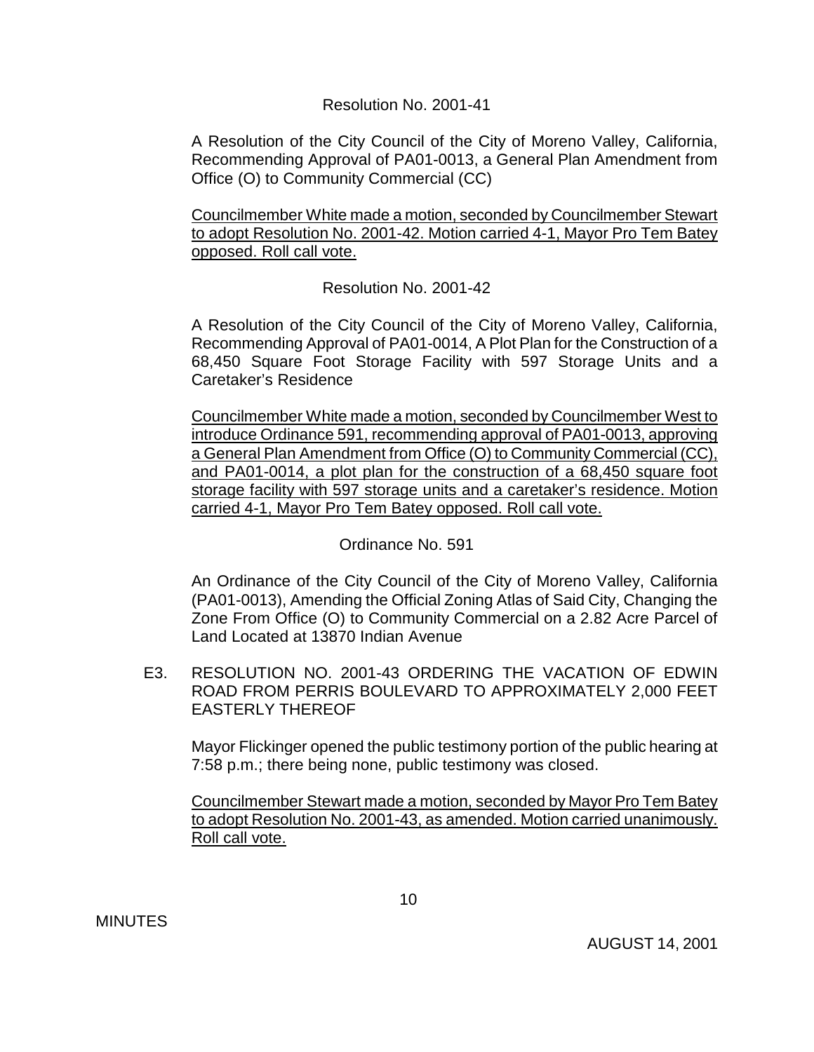Resolution No. 2001-41

A Resolution of the City Council of the City of Moreno Valley, California, Recommending Approval of PA01-0013, a General Plan Amendment from Office (O) to Community Commercial (CC)

<u>Councilmember White made a motion, seconded by Councilmember Stewart to adopt Resolution No. 2001-42. Motion carried 4-1, Mayor Pro Tem Batey opposed. Roll call vote.</u>

Resolution No. 2001-42

A Resolution of the City Council of the City of Moreno Valley, California, Recommending Approval of PA01-0014, A Plot Plan for the Construction of a 68,450 Square Foot Storage Facility with 597 Storage Units and a Caretaker's Residence

<u>Councilmember White made a motion, seconded by Councilmember West to introduce Ordinance 591, recommending approval of PA01-0013, approving a General Plan Amendment from Office (O) to Community Commercial (CC), and PA01-0014, a plot plan for the construction of a 68,450 square foot storage facility with 597 storage units and a caretaker's residence. Motion carried 4-1, Mayor Pro Tem Batey opposed. Roll call vote.</u>

Ordinance No. 591

An Ordinance of the City Council of the City of Moreno Valley, California (PA01-0013), Amending the Official Zoning Atlas of Said City, Changing the Zone From Office (O) to Community Commercial on a 2.82 Acre Parcel of Land Located at 13870 Indian Avenue

E3. RESOLUTION NO. 2001-43 ORDERING THE VACATION OF EDWIN ROAD FROM PERRIS BOULEVARD TO APPROXIMATELY 2,000 FEET EASTERLY THEREOF

Mayor Flickinger opened the public testimony portion of the public hearing at 7:58 p.m.; there being none, public testimony was closed.

<u>Councilmember Stewart made a motion, seconded by Mayor Pro Tem Batey to adopt Resolution No. 2001-43, as amended. Motion carried unanimously. Roll call vote.</u>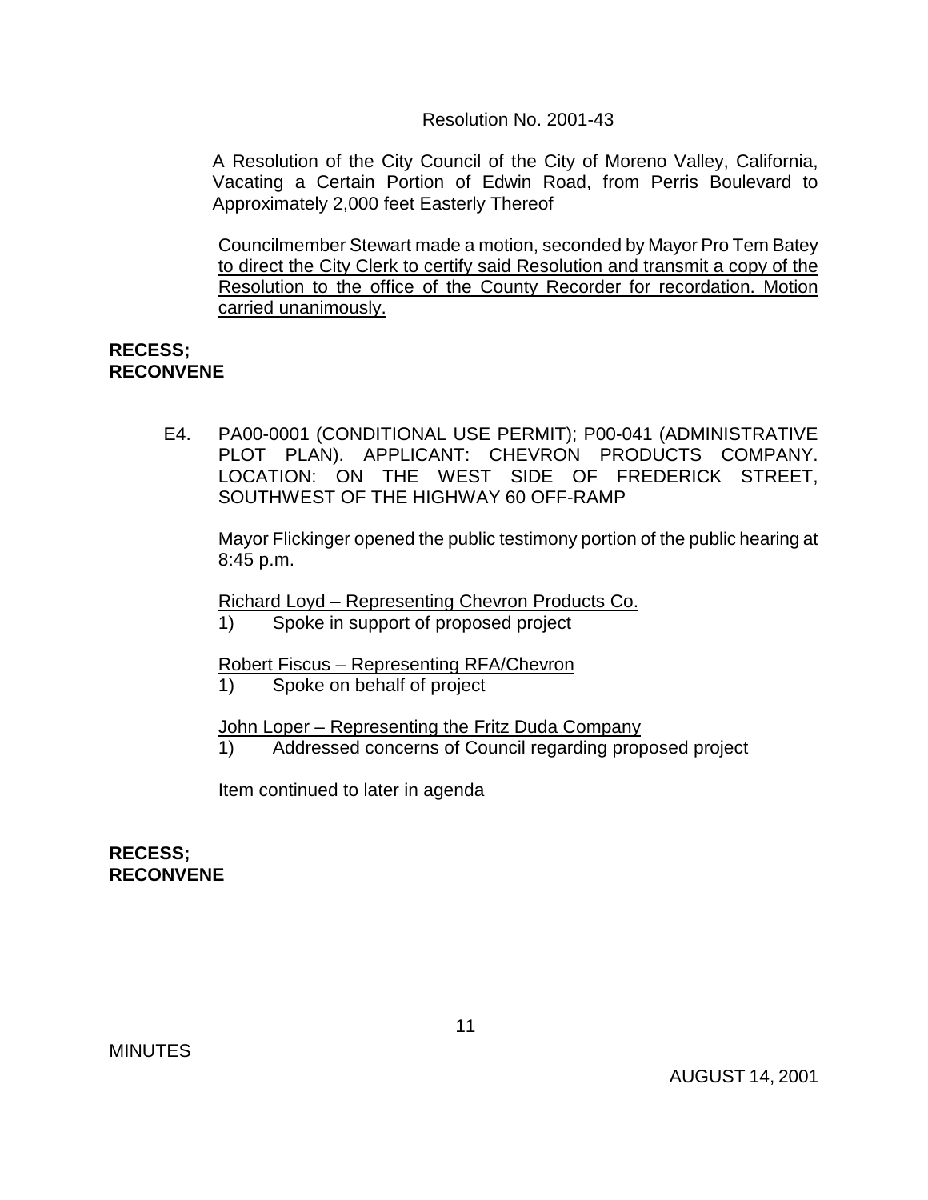Resolution No. 2001-43

A Resolution of the City Council of the City of Moreno Valley, California, Vacating a Certain Portion of Edwin Road, from Perris Boulevard to Approximately 2,000 feet Easterly Thereof

Councilmember Stewart made a motion, seconded by Mayor Pro Tem Batey to direct the City Clerk to certify said Resolution and transmit a copy of the Resolution to the office of the County Recorder for recordation. Motion carried unanimously.

**RECESS; RECONVENE**

E4. PA00-0001 (CONDITIONAL USE PERMIT); P00-041 (ADMINISTRATIVE PLOT PLAN). APPLICANT: CHEVRON PRODUCTS COMPANY. LOCATION: ON THE WEST SIDE OF FREDERICK STREET, SOUTHWEST OF THE HIGHWAY 60 OFF-RAMP

Mayor Flickinger opened the public testimony portion of the public hearing at 8:45 p.m.

Richard Loyd – Representing Chevron Products Co.

1) Spoke in support of proposed project

Robert Fiscus – Representing RFA/Chevron

1) Spoke on behalf of project

John Loper – Representing the Fritz Duda Company

1) Addressed concerns of Council regarding proposed project

Item continued to later in agenda

**RECESS; RECONVENE**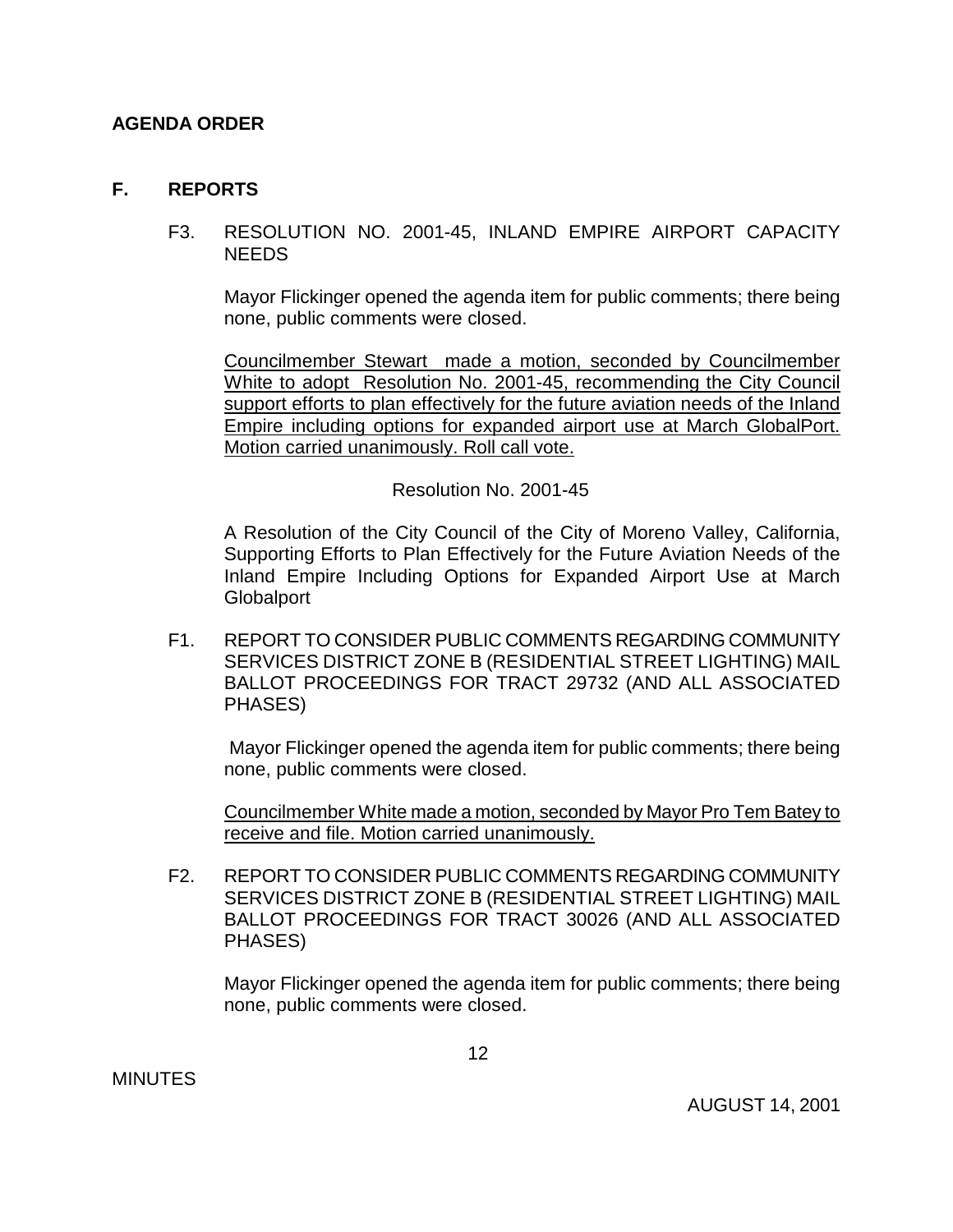**AGENDA ORDER**

## F. REPORTS

F3. RESOLUTION NO. 2001-45, INLAND EMPIRE AIRPORT CAPACITY NEEDS

Mayor Flickinger opened the agenda item for public comments; there being none, public comments were closed.

<u>Councilmember Stewart made a motion, seconded by Councilmember White to adopt Resolution No. 2001-45, recommending the City Council support efforts to plan effectively for the future aviation needs of the Inland Empire including options for expanded airport use at March GlobalPort. Motion carried unanimously. Roll call vote.</u>

Resolution No. 2001-45

A Resolution of the City Council of the City of Moreno Valley, California, Supporting Efforts to Plan Effectively for the Future Aviation Needs of the Inland Empire Including Options for Expanded Airport Use at March Globalport

F1. REPORT TO CONSIDER PUBLIC COMMENTS REGARDING COMMUNITY SERVICES DISTRICT ZONE B (RESIDENTIAL STREET LIGHTING) MAIL BALLOT PROCEEDINGS FOR TRACT 29732 (AND ALL ASSOCIATED PHASES)

Mayor Flickinger opened the agenda item for public comments; there being none, public comments were closed.

<u>Councilmember White made a motion, seconded by Mayor Pro Tem Batey to receive and file. Motion carried unanimously.</u>

F2. REPORT TO CONSIDER PUBLIC COMMENTS REGARDING COMMUNITY SERVICES DISTRICT ZONE B (RESIDENTIAL STREET LIGHTING) MAIL BALLOT PROCEEDINGS FOR TRACT 30026 (AND ALL ASSOCIATED PHASES)

Mayor Flickinger opened the agenda item for public comments; there being none, public comments were closed.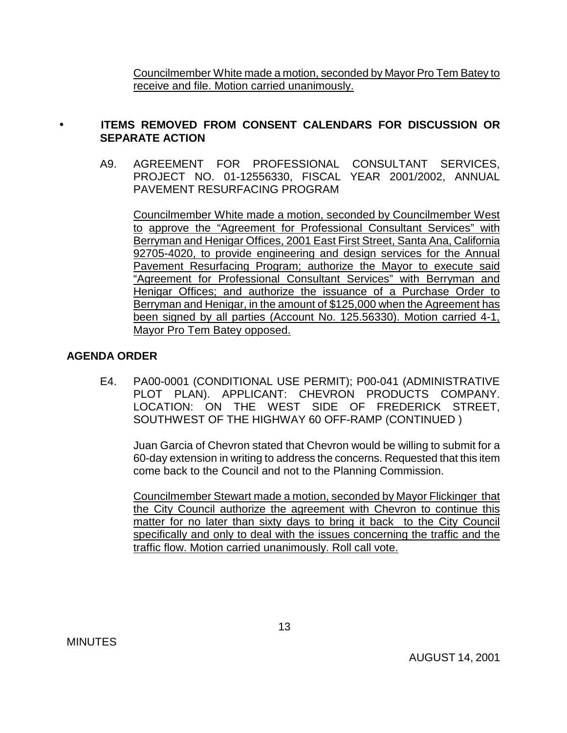Councilmember White made a motion, seconded by Mayor Pro Tem Batey to receive and file. Motion carried unanimously.

- **ITEMS REMOVED FROM CONSENT CALENDARS FOR DISCUSSION OR SEPARATE ACTION**

A9. AGREEMENT FOR PROFESSIONAL CONSULTANT SERVICES, PROJECT NO. 01-12556330, FISCAL YEAR 2001/2002, ANNUAL PAVEMENT RESURFACING PROGRAM

Councilmember White made a motion, seconded by Councilmember West to approve the "Agreement for Professional Consultant Services" with Berryman and Henigar Offices, 2001 East First Street, Santa Ana, California 92705-4020, to provide engineering and design services for the Annual Pavement Resurfacing Program; authorize the Mayor to execute said "Agreement for Professional Consultant Services" with Berryman and Henigar Offices; and authorize the issuance of a Purchase Order to Berryman and Henigar, in the amount of $125,000 when the Agreement has been signed by all parties (Account No. 125.56330). Motion carried 4-1, Mayor Pro Tem Batey opposed.

**AGENDA ORDER**

E4. PA00-0001 (CONDITIONAL USE PERMIT); P00-041 (ADMINISTRATIVE PLOT PLAN). APPLICANT: CHEVRON PRODUCTS COMPANY. LOCATION: ON THE WEST SIDE OF FREDERICK STREET, SOUTHWEST OF THE HIGHWAY 60 OFF-RAMP (CONTINUED )

Juan Garcia of Chevron stated that Chevron would be willing to submit for a 60-day extension in writing to address the concerns. Requested that this item come back to the Council and not to the Planning Commission.

Councilmember Stewart made a motion, seconded by Mayor Flickinger that the City Council authorize the agreement with Chevron to continue this matter for no later than sixty days to bring it back to the City Council specifically and only to deal with the issues concerning the traffic and the traffic flow. Motion carried unanimously. Roll call vote.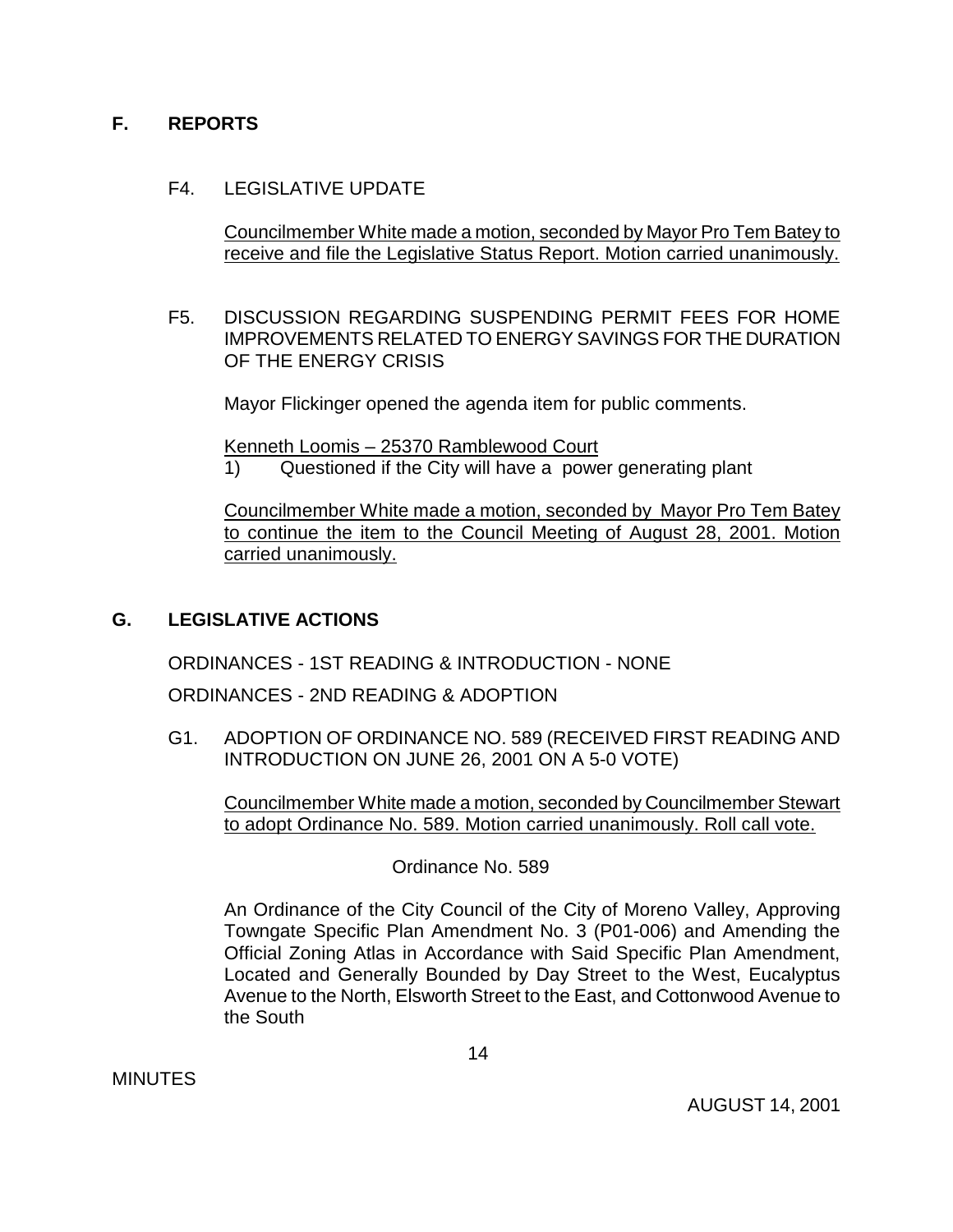## F. REPORTS

F4. LEGISLATIVE UPDATE

Councilmember White made a motion, seconded by Mayor Pro Tem Batey to receive and file the Legislative Status Report. Motion carried unanimously.

F5. DISCUSSION REGARDING SUSPENDING PERMIT FEES FOR HOME IMPROVEMENTS RELATED TO ENERGY SAVINGS FOR THE DURATION OF THE ENERGY CRISIS

Mayor Flickinger opened the agenda item for public comments.

Kenneth Loomis – 25370 Ramblewood Court

1) Questioned if the City will have a power generating plant

Councilmember White made a motion, seconded by Mayor Pro Tem Batey to continue the item to the Council Meeting of August 28, 2001. Motion carried unanimously.

## G. LEGISLATIVE ACTIONS

ORDINANCES - 1ST READING & INTRODUCTION - NONE

ORDINANCES - 2ND READING & ADOPTION

G1. ADOPTION OF ORDINANCE NO. 589 (RECEIVED FIRST READING AND INTRODUCTION ON JUNE 26, 2001 ON A 5-0 VOTE)

Councilmember White made a motion, seconded by Councilmember Stewart to adopt Ordinance No. 589. Motion carried unanimously. Roll call vote.

Ordinance No. 589

An Ordinance of the City Council of the City of Moreno Valley, Approving Towngate Specific Plan Amendment No. 3 (P01-006) and Amending the Official Zoning Atlas in Accordance with Said Specific Plan Amendment, Located and Generally Bounded by Day Street to the West, Eucalyptus Avenue to the North, Elsworth Street to the East, and Cottonwood Avenue to the South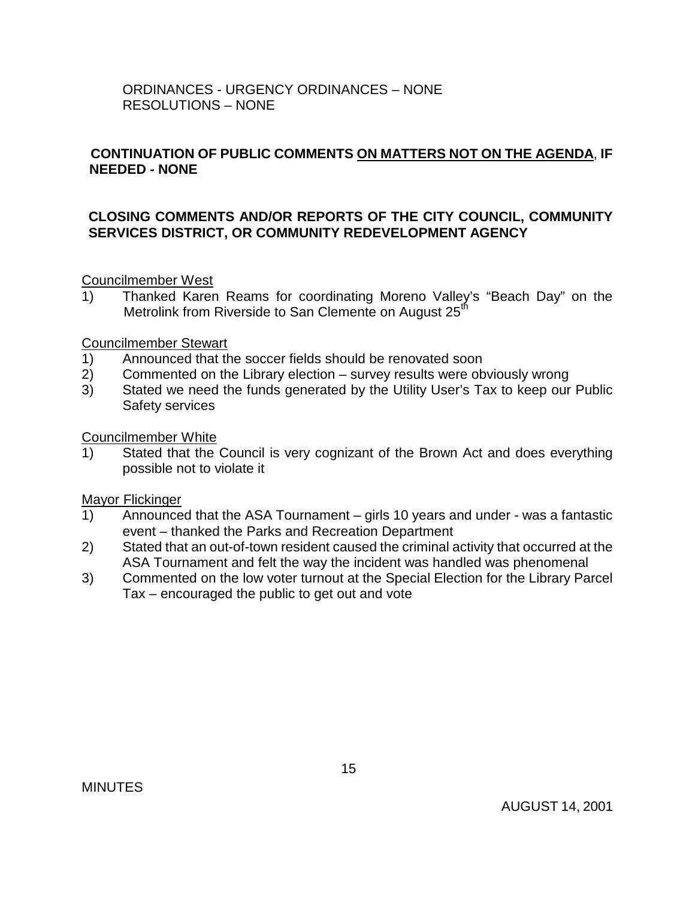ORDINANCES - URGENCY ORDINANCES – NONE
RESOLUTIONS – NONE

**CONTINUATION OF PUBLIC COMMENTS ON MATTERS NOT ON THE AGENDA, IF NEEDED - NONE**

**CLOSING COMMENTS AND/OR REPORTS OF THE CITY COUNCIL, COMMUNITY SERVICES DISTRICT, OR COMMUNITY REDEVELOPMENT AGENCY**

Councilmember West

1) Thanked Karen Reams for coordinating Moreno Valley's "Beach Day" on the Metrolink from Riverside to San Clemente on August 25th

Councilmember Stewart

1) Announced that the soccer fields should be renovated soon
2) Commented on the Library election – survey results were obviously wrong
3) Stated we need the funds generated by the Utility User's Tax to keep our Public Safety services

Councilmember White

1) Stated that the Council is very cognizant of the Brown Act and does everything possible not to violate it

Mayor Flickinger

1) Announced that the ASA Tournament – girls 10 years and under - was a fantastic event – thanked the Parks and Recreation Department
2) Stated that an out-of-town resident caused the criminal activity that occurred at the ASA Tournament and felt the way the incident was handled was phenomenal
3) Commented on the low voter turnout at the Special Election for the Library Parcel Tax – encouraged the public to get out and vote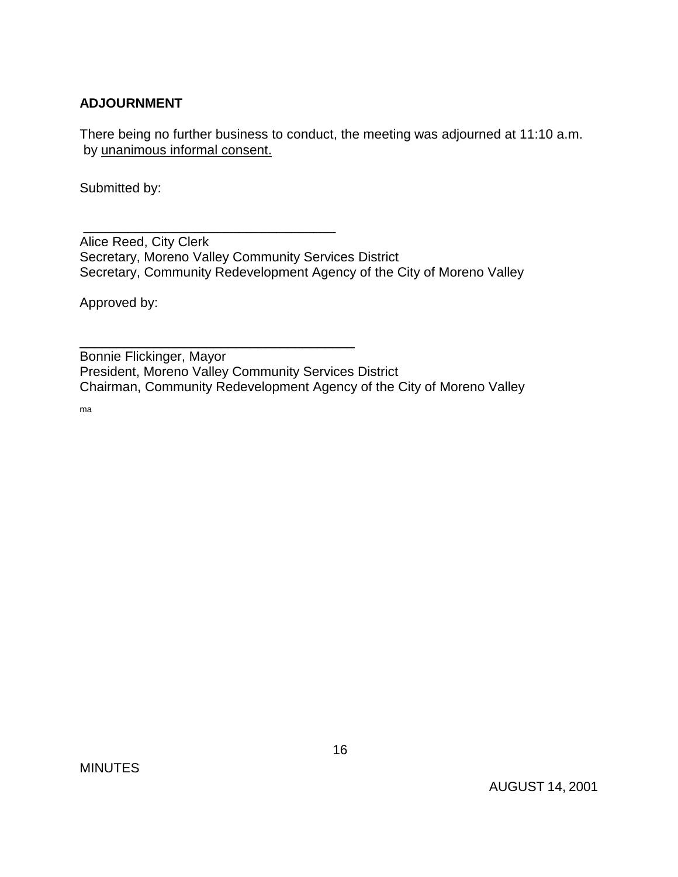**ADJOURNMENT**

There being no further business to conduct, the meeting was adjourned at 11:10 a.m. by unanimous informal consent.

Submitted by:

\_\_\_\_\_\_\_\_\_\_\_\_\_\_\_\_\_\_\_\_\_\_\_\_\_\_\_\_\_\_\_\_\_\_\_
Alice Reed, City Clerk
Secretary, Moreno Valley Community Services District
Secretary, Community Redevelopment Agency of the City of Moreno Valley

Approved by:

\_\_\_\_\_\_\_\_\_\_\_\_\_\_\_\_\_\_\_\_\_\_\_\_\_\_\_\_\_\_\_\_\_\_\_\_\_\_
Bonnie Flickinger, Mayor
President, Moreno Valley Community Services District
Chairman, Community Redevelopment Agency of the City of Moreno Valley

ma